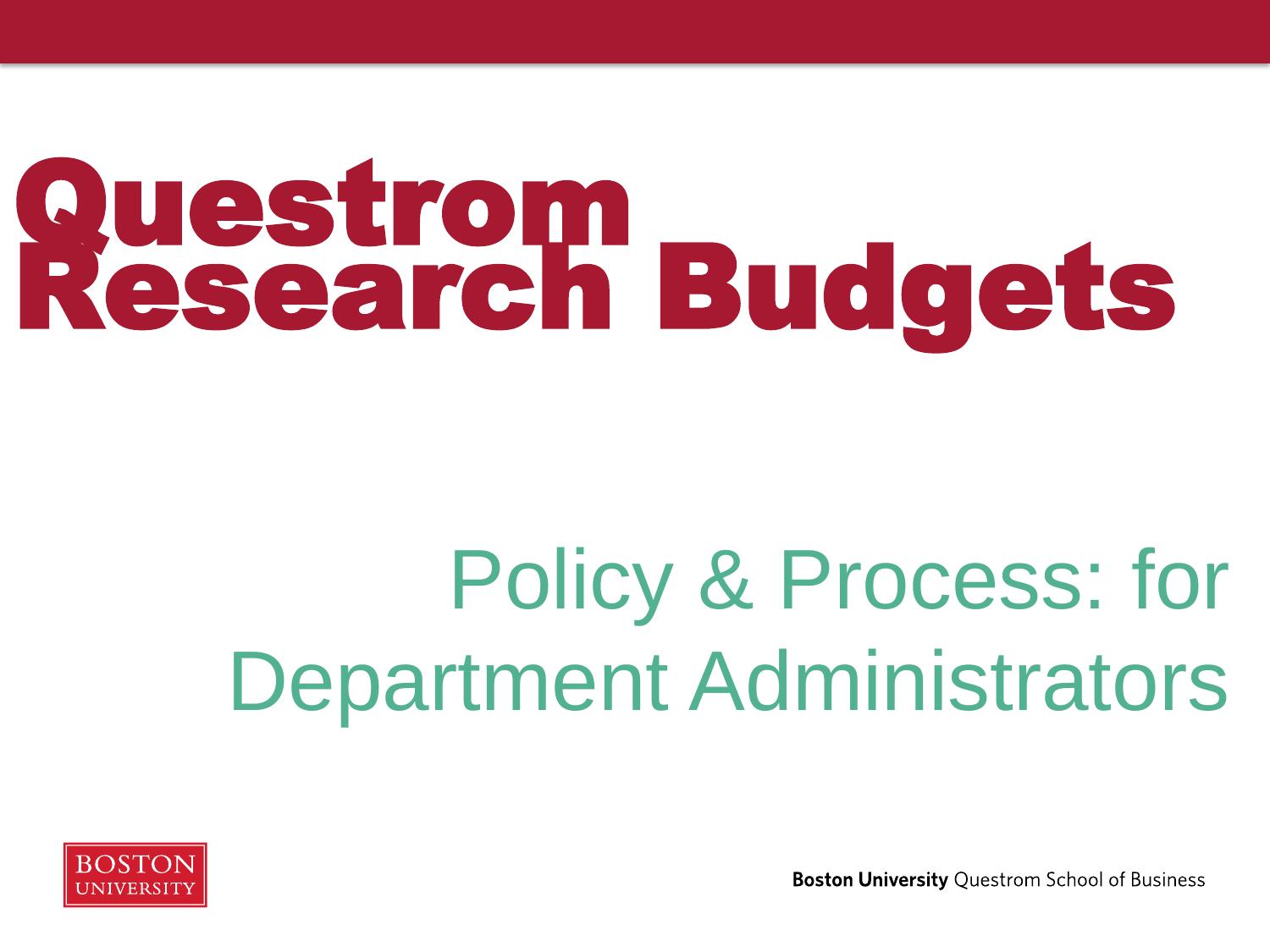# Questrom Research Budgets

## Policy & Process: for Department Administrators

BOSTON UNIVERSITY

**Boston University** Questrom School of Business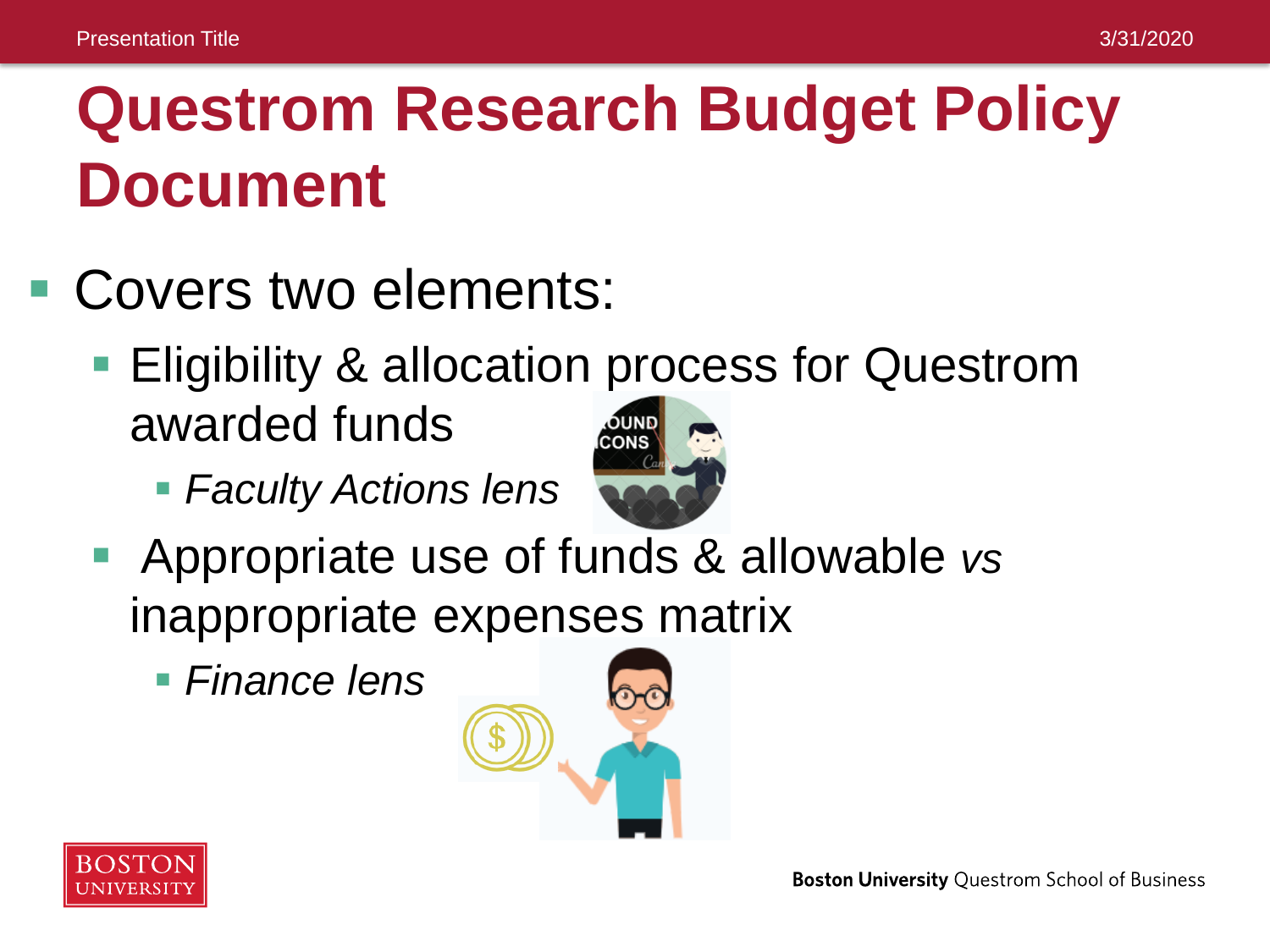# Questrom Research Budget Policy Document

- Covers two elements:
  - Eligibility & allocation process for Questrom awarded funds
    - *Faculty Actions lens*
  - Appropriate use of funds & allowable *vs* inappropriate expenses matrix
    - *Finance lens*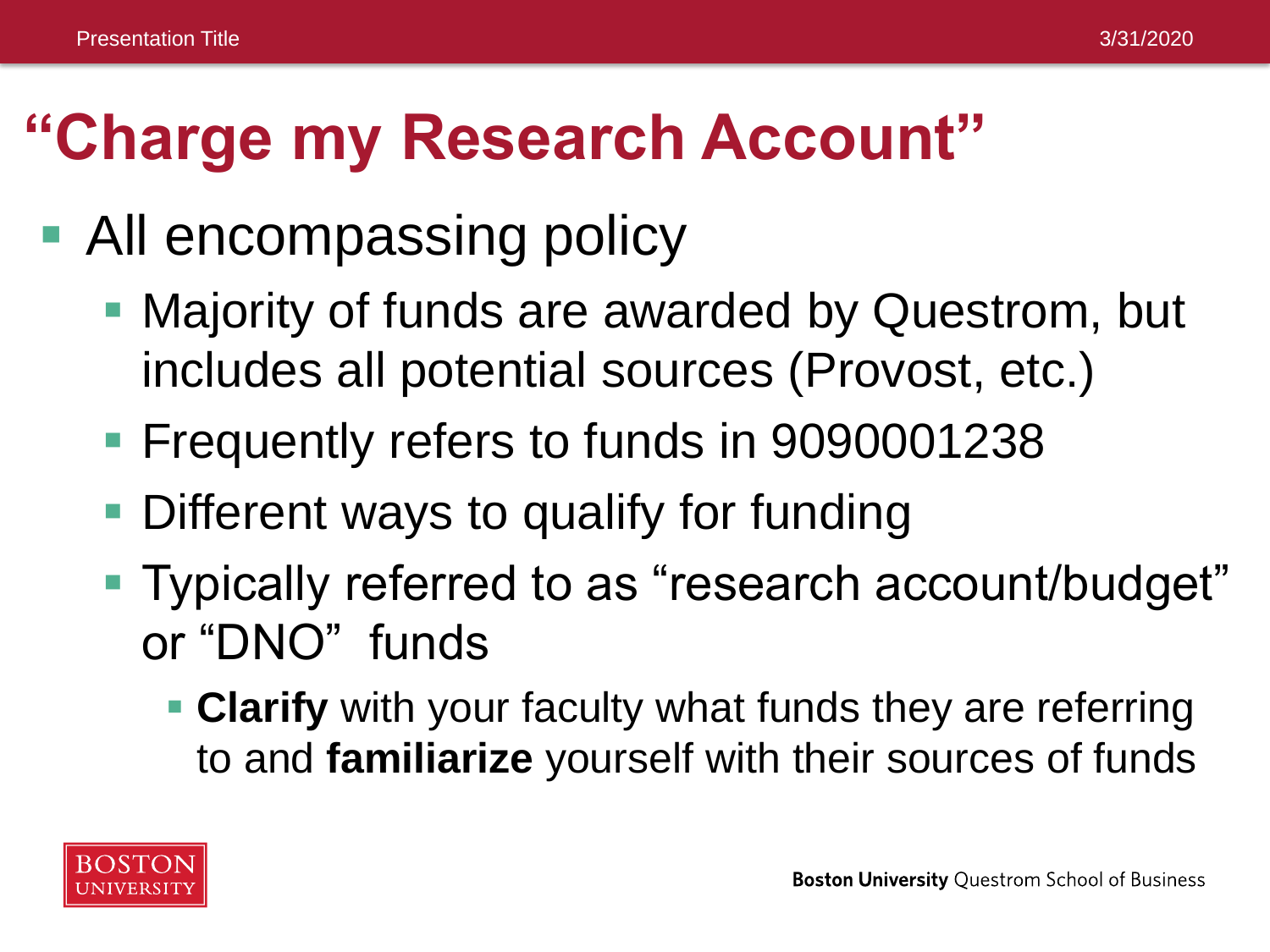# "Charge my Research Account"

- All encompassing policy
  - Majority of funds are awarded by Questrom, but includes all potential sources (Provost, etc.)
  - Frequently refers to funds in 9090001238
  - Different ways to qualify for funding
  - Typically referred to as "research account/budget" or "DNO" funds
    - **Clarify** with your faculty what funds they are referring to and **familiarize** yourself with their sources of funds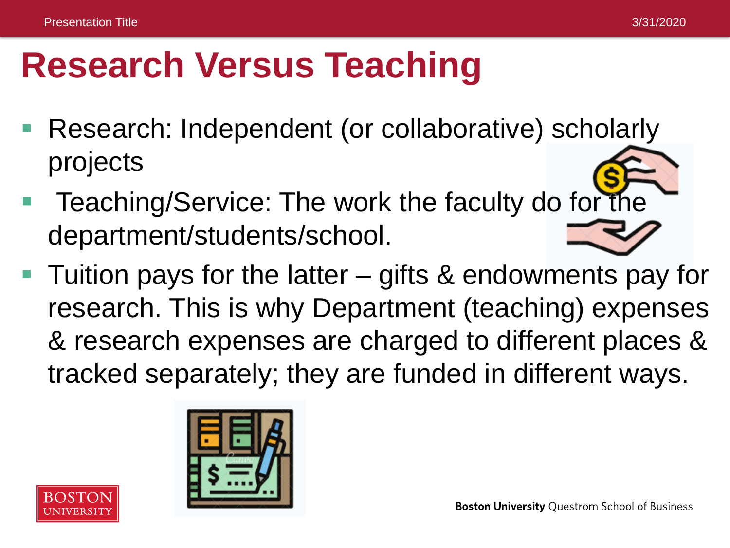# Research Versus Teaching

- Research: Independent (or collaborative) scholarly projects
- Teaching/Service: The work the faculty do for the department/students/school.
- Tuition pays for the latter – gifts & endowments pay for research. This is why Department (teaching) expenses & research expenses are charged to different places & tracked separately; they are funded in different ways.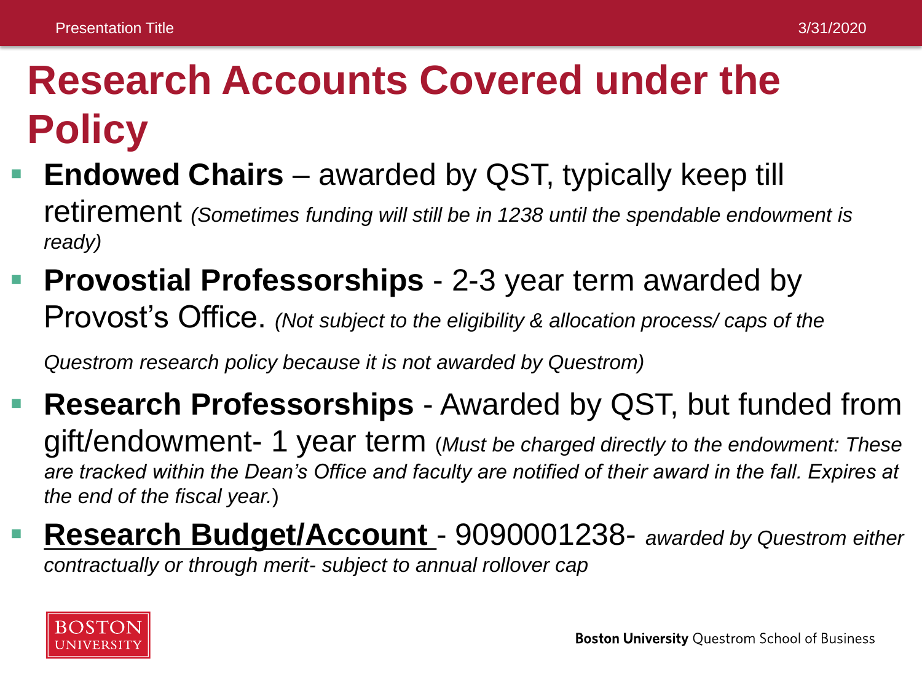# Research Accounts Covered under the Policy

- **Endowed Chairs** – awarded by QST, typically keep till retirement *(Sometimes funding will still be in 1238 until the spendable endowment is ready)*
- **Provostial Professorships** - 2-3 year term awarded by Provost's Office. *(Not subject to the eligibility & allocation process/ caps of the Questrom research policy because it is not awarded by Questrom)*
- **Research Professorships** - Awarded by QST, but funded from gift/endowment- 1 year term (*Must be charged directly to the endowment: These are tracked within the Dean's Office and faculty are notified of their award in the fall. Expires at the end of the fiscal year.*)
- **Research Budget/Account** - 9090001238- *awarded by Questrom either contractually or through merit- subject to annual rollover cap*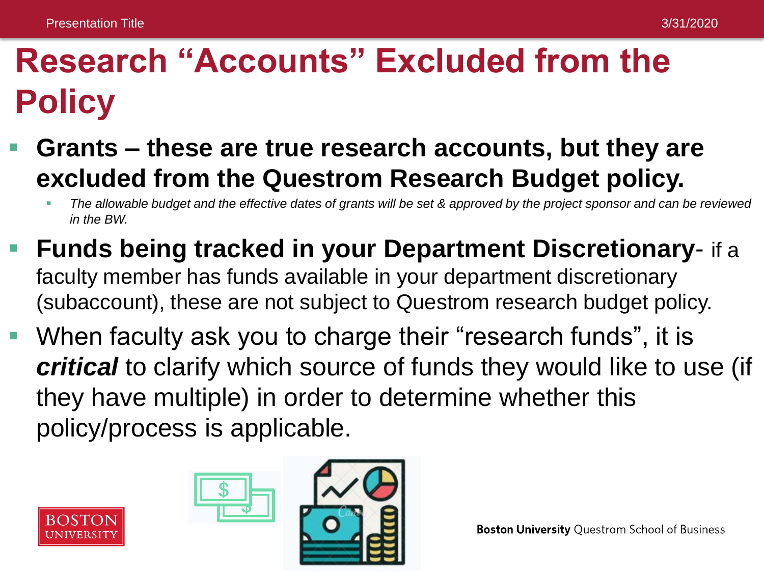# Research "Accounts" Excluded from the Policy

- **Grants – these are true research accounts, but they are excluded from the Questrom Research Budget policy.**
  - *The allowable budget and the effective dates of grants will be set & approved by the project sponsor and can be reviewed in the BW.*
- **Funds being tracked in your Department Discretionary**- if a faculty member has funds available in your department discretionary (subaccount), these are not subject to Questrom research budget policy.
- When faculty ask you to charge their "research funds", it is ***critical*** to clarify which source of funds they would like to use (if they have multiple) in order to determine whether this policy/process is applicable.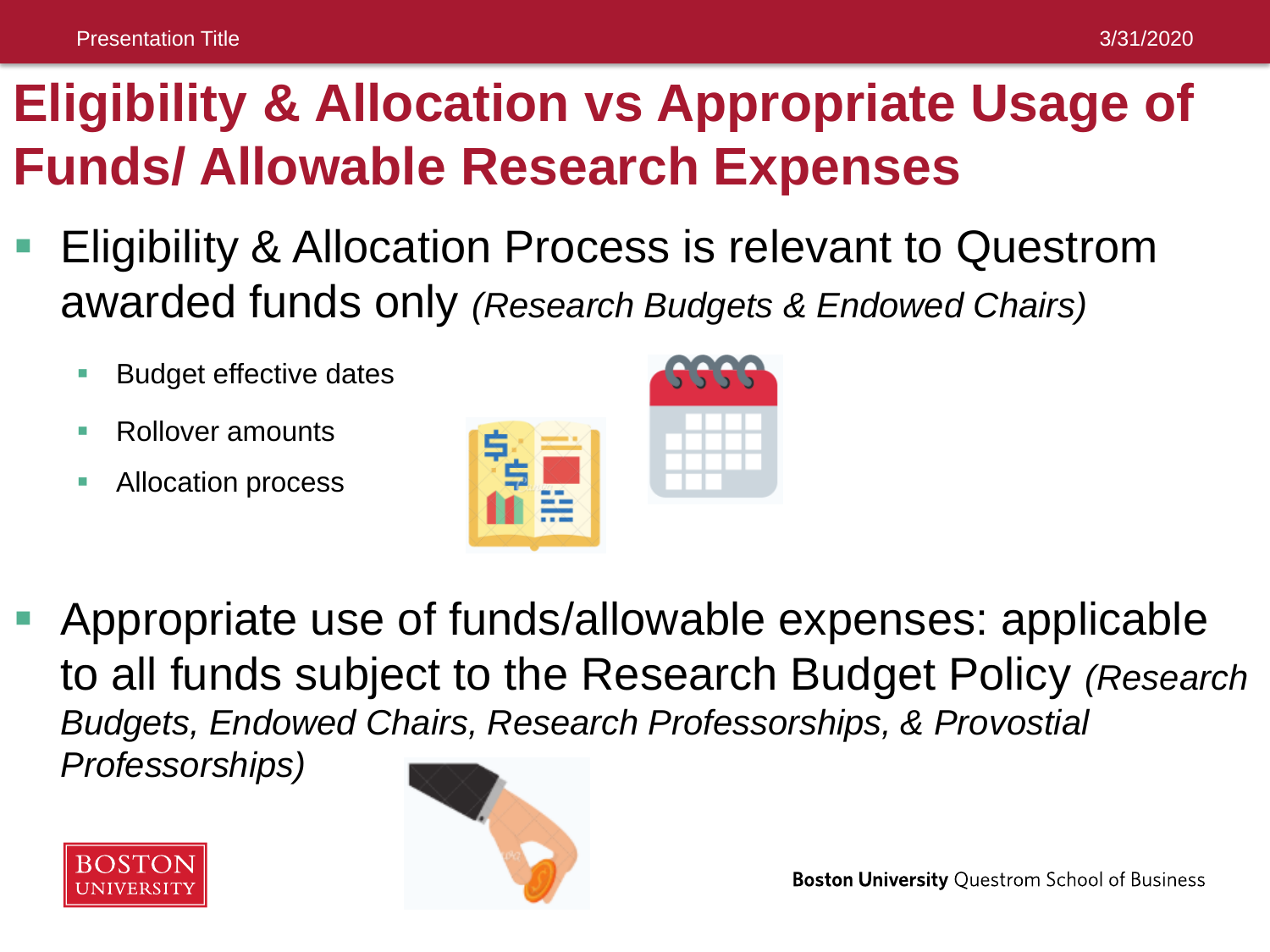# Eligibility & Allocation vs Appropriate Usage of Funds/ Allowable Research Expenses

- Eligibility & Allocation Process is relevant to Questrom awarded funds only *(Research Budgets & Endowed Chairs)*
  - Budget effective dates
  - Rollover amounts
  - Allocation process
- Appropriate use of funds/allowable expenses: applicable to all funds subject to the Research Budget Policy *(Research Budgets, Endowed Chairs, Research Professorships, & Provostial Professorships)*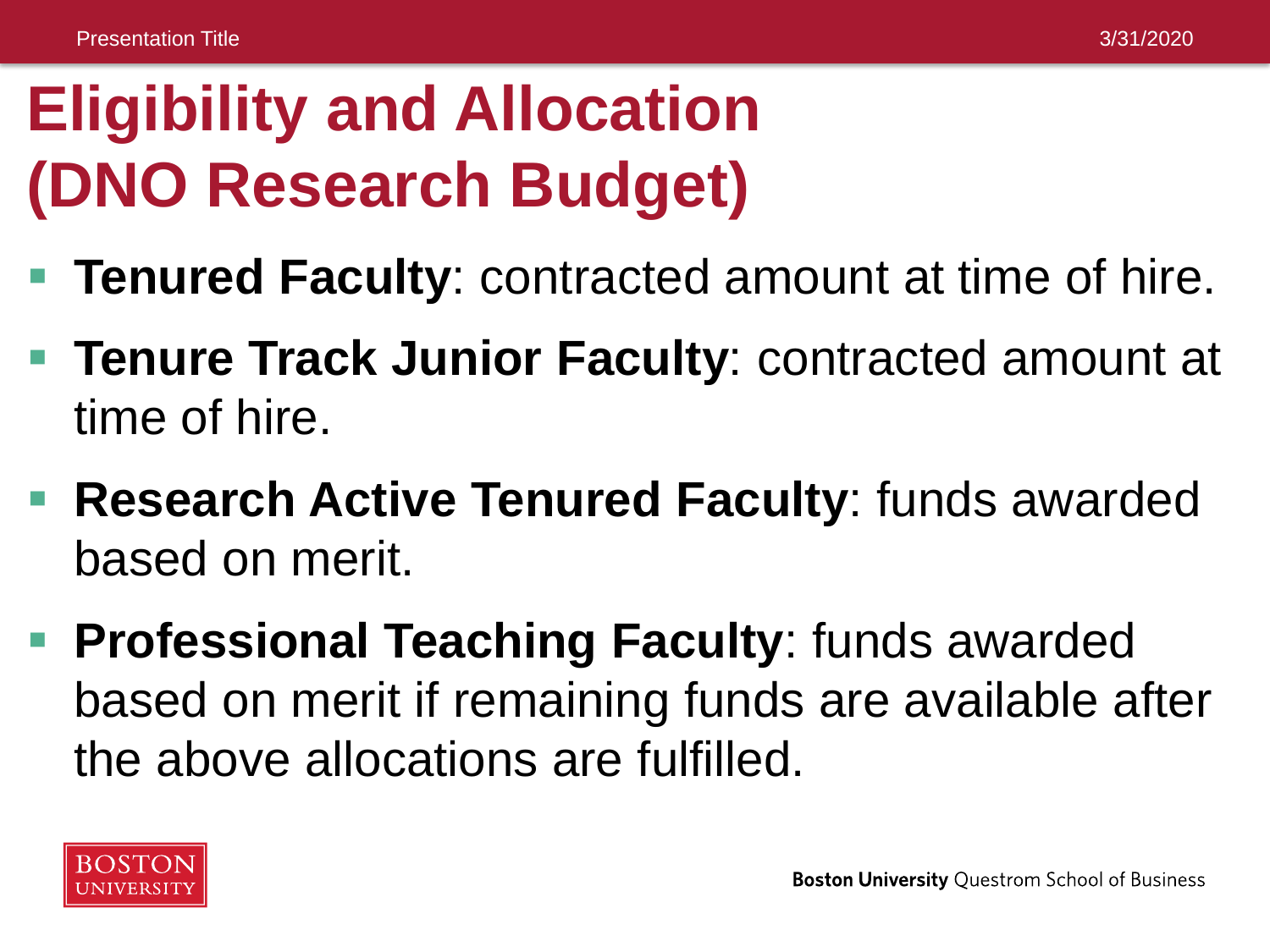# Eligibility and Allocation (DNO Research Budget)

- **Tenured Faculty**: contracted amount at time of hire.
- **Tenure Track Junior Faculty**: contracted amount at time of hire.
- **Research Active Tenured Faculty**: funds awarded based on merit.
- **Professional Teaching Faculty**: funds awarded based on merit if remaining funds are available after the above allocations are fulfilled.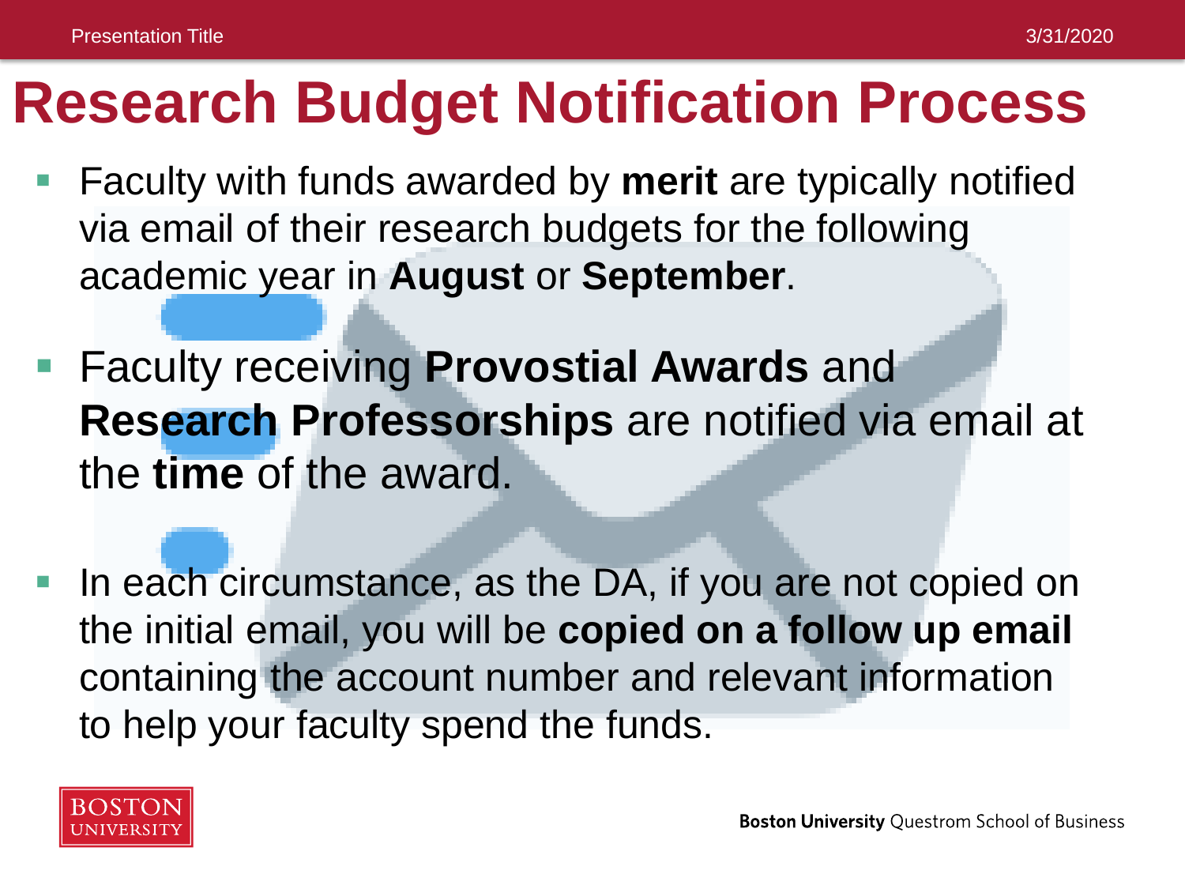# Research Budget Notification Process

- Faculty with funds awarded by **merit** are typically notified via email of their research budgets for the following academic year in **August** or **September**.
- Faculty receiving **Provostial Awards** and **Research Professorships** are notified via email at the **time** of the award.
- In each circumstance, as the DA, if you are not copied on the initial email, you will be **copied on a follow up email** containing the account number and relevant information to help your faculty spend the funds.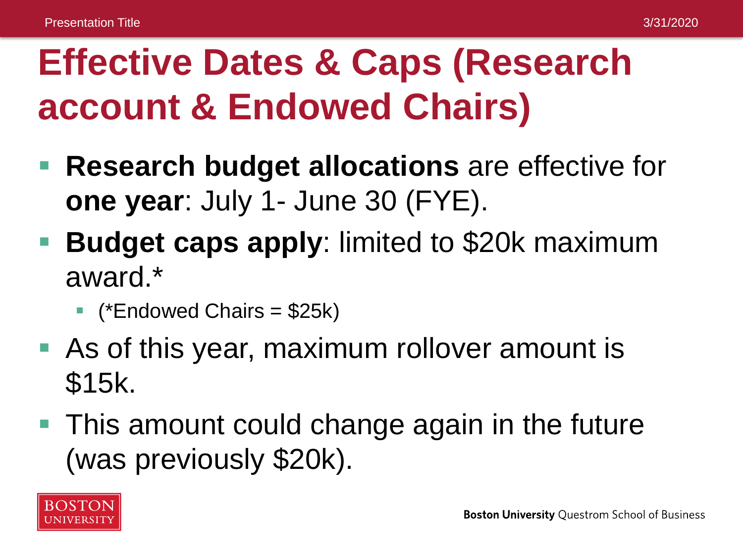# Effective Dates & Caps (Research account & Endowed Chairs)

- **Research budget allocations** are effective for **one year**: July 1- June 30 (FYE).
- **Budget caps apply**: limited to $20k maximum award.*
  - (*Endowed Chairs = $25k)
- As of this year, maximum rollover amount is $15k.
- This amount could change again in the future (was previously $20k).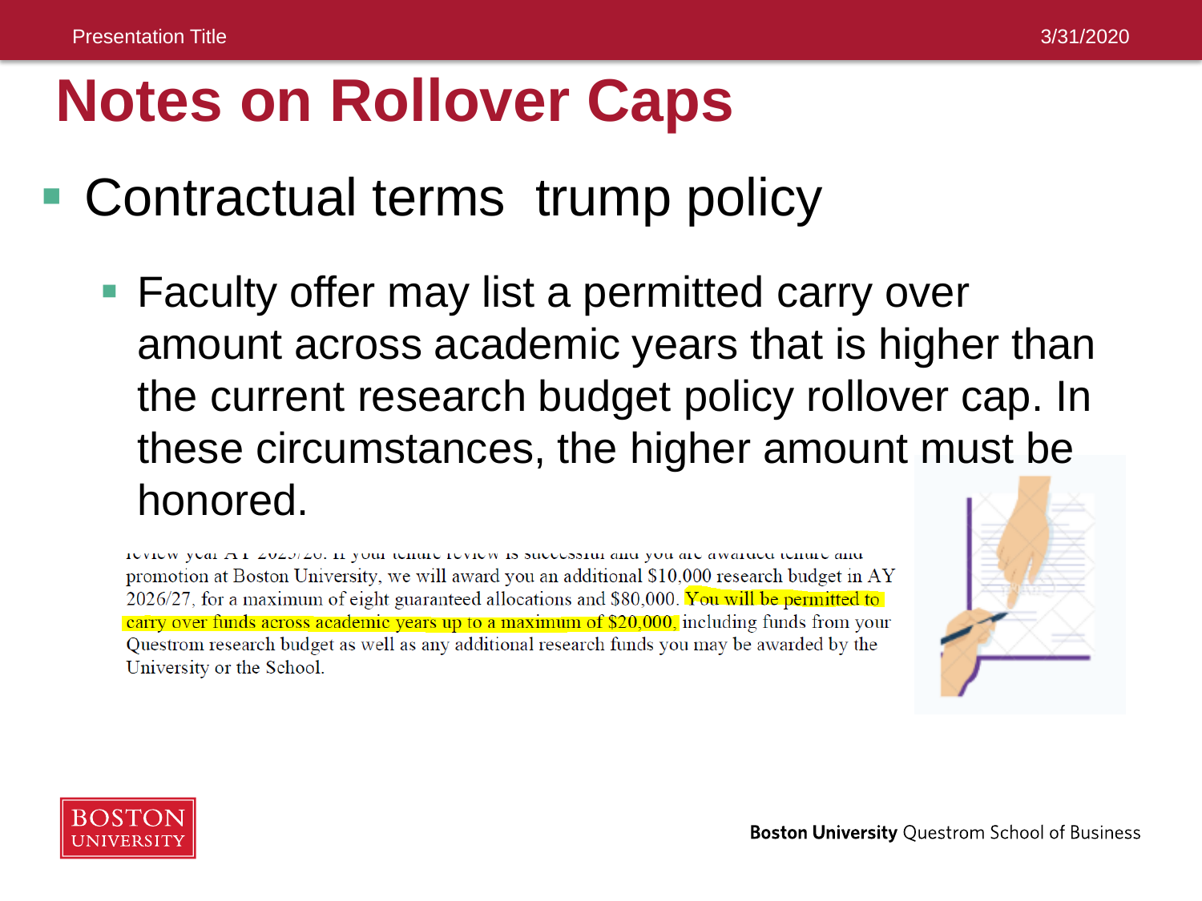# Notes on Rollover Caps

- Contractual terms trump policy
  - Faculty offer may list a permitted carry over amount across academic years that is higher than the current research budget policy rollover cap. In these circumstances, the higher amount must be honored.

review year AY 2025/26. If your tenure review is successful and you are awarded tenure and promotion at Boston University, we will award you an additional $10,000 research budget in AY 2026/27, for a maximum of eight guaranteed allocations and $80,000. You will be permitted to carry over funds across academic years up to a maximum of $20,000, including funds from your Questrom research budget as well as any additional research funds you may be awarded by the University or the School.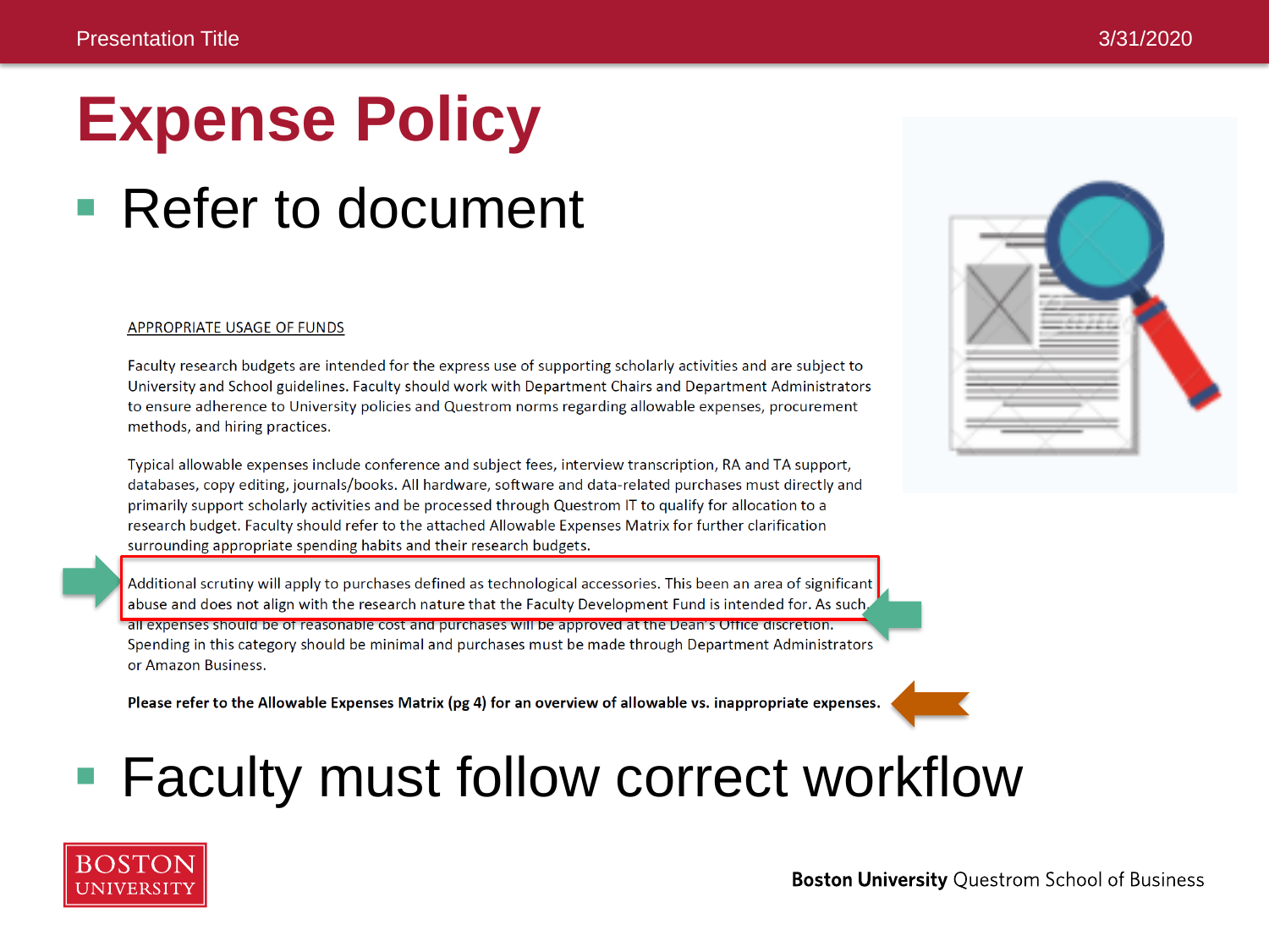# Expense Policy

- Refer to document

APPROPRIATE USAGE OF FUNDS

Faculty research budgets are intended for the express use of supporting scholarly activities and are subject to University and School guidelines. Faculty should work with Department Chairs and Department Administrators to ensure adherence to University policies and Questrom norms regarding allowable expenses, procurement methods, and hiring practices.

Typical allowable expenses include conference and subject fees, interview transcription, RA and TA support, databases, copy editing, journals/books. All hardware, software and data-related purchases must directly and primarily support scholarly activities and be processed through Questrom IT to qualify for allocation to a research budget. Faculty should refer to the attached Allowable Expenses Matrix for further clarification surrounding appropriate spending habits and their research budgets.

Additional scrutiny will apply to purchases defined as technological accessories. This been an area of significant abuse and does not align with the research nature that the Faculty Development Fund is intended for. As such, all expenses should be of reasonable cost and purchases will be approved at the Dean's Office discretion. Spending in this category should be minimal and purchases must be made through Department Administrators or Amazon Business.

**Please refer to the Allowable Expenses Matrix (pg 4) for an overview of allowable vs. inappropriate expenses.**

- Faculty must follow correct workflow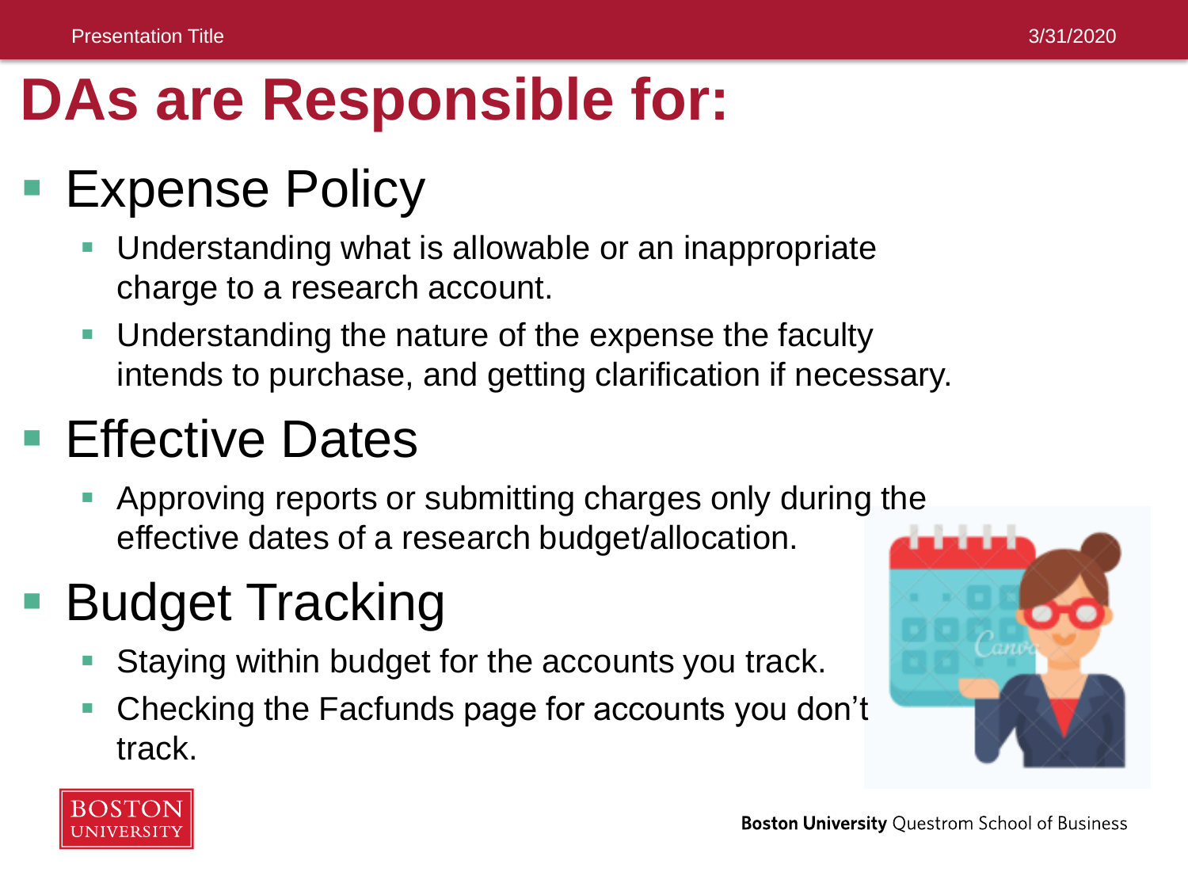# DAs are Responsible for:

- Expense Policy
  - Understanding what is allowable or an inappropriate charge to a research account.
  - Understanding the nature of the expense the faculty intends to purchase, and getting clarification if necessary.
- Effective Dates
  - Approving reports or submitting charges only during the effective dates of a research budget/allocation.
- Budget Tracking
  - Staying within budget for the accounts you track.
  - Checking the Facfunds page for accounts you don't track.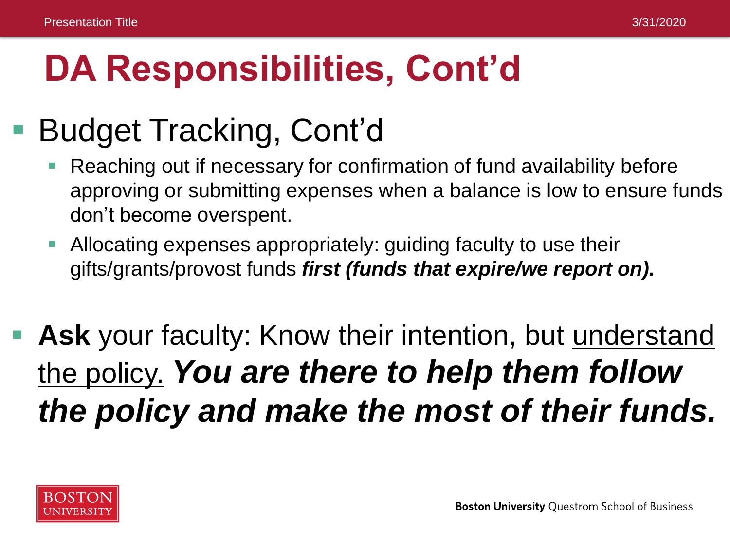# DA Responsibilities, Cont'd

- Budget Tracking, Cont'd
  - Reaching out if necessary for confirmation of fund availability before approving or submitting expenses when a balance is low to ensure funds don't become overspent.
  - Allocating expenses appropriately: guiding faculty to use their gifts/grants/provost funds ***first (funds that expire/we report on).***

- **Ask** your faculty: Know their intention, but <u>understand the policy.</u> ***You are there to help them follow the policy and make the most of their funds.***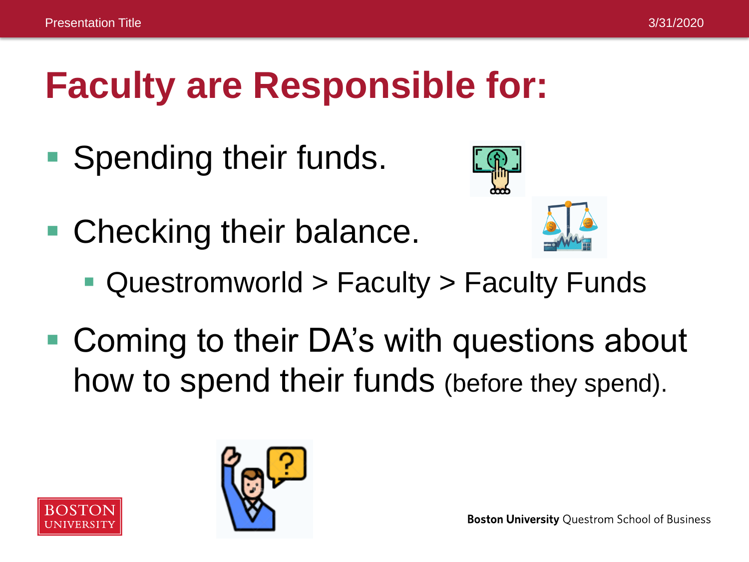# Faculty are Responsible for:

- Spending their funds.
- Checking their balance.
  - Questromworld > Faculty > Faculty Funds
- Coming to their DA's with questions about how to spend their funds (before they spend).